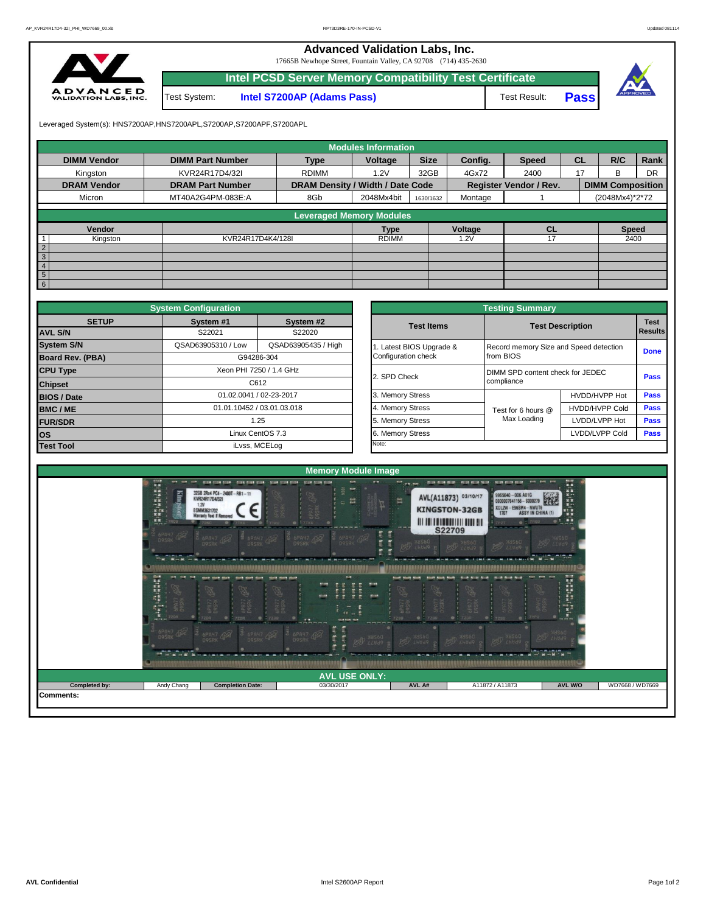# Advanced Validation Labs, Inc.

17665B Newhope Street, Fountain Valley, CA 92708 (714) 435-2630

## Intel PCSD Server Memory Compatibility Test Certificate

| Test System: | Intel S7200AP (Adams Pass) | Test Result: | Pass |
|---|---|---|---|

Leveraged System(s): HNS7200AP,HNS7200APL,S7200AP,S7200APF,S7200APL

### Modules Information

| DIMM Vendor | DIMM Part Number | Type | Voltage | Size | Config. | Speed | CL | R/C | Rank |
|---|---|---|---|---|---|---|---|---|---|
| Kingston | KVR24R17D4/32I | RDIMM | 1.2V | 32GB | 4Gx72 | 2400 | 17 | B | DR |
| **DRAM Vendor** | **DRAM Part Number** | **DRAM Density / Width / Date Code** | | | **Register Vendor / Rev.** | | | **DIMM Composition** | |
| Micron | MT40A2G4PM-083E:A | 8Gb | 2048Mx4bit | 1630/1632 | Montage | 1 | | (2048Mx4)*2*72 | |

### Leveraged Memory Modules

| | Vendor | | Type | Voltage | CL | Speed |
|---|---|---|---|---|---|---|
| 1 | Kingston | KVR24R17D4K4/128I | RDIMM | 1.2V | 17 | 2400 |
| 2 | | | | | | |
| 3 | | | | | | |
| 4 | | | | | | |
| 5 | | | | | | |
| 6 | | | | | | |

### System Configuration

| SETUP | System #1 | System #2 |
|---|---|---|
| AVL S/N | S22021 | S22020 |
| System S/N | QSAD63905310 / Low | QSAD63905435 / High |
| Board Rev. (PBA) | G94286-304 | |
| CPU Type | Xeon PHI 7250 / 1.4 GHz | |
| Chipset | C612 | |
| BIOS / Date | 01.02.0041 / 02-23-2017 | |
| BMC / ME | 01.01.10452 / 03.01.03.018 | |
| FUR/SDR | 1.25 | |
| OS | Linux CentOS 7.3 | |
| Test Tool | iLvss, MCELog | |

### Testing Summary

| Test Items | Test Description | | Test Results |
|---|---|---|---|
| 1. Latest BIOS Upgrade & Configuration check | Record memory Size and Speed detection from BIOS | | Done |
| 2. SPD Check | DIMM SPD content check for JEDEC compliance | | Pass |
| 3. Memory Stress | Test for 6 hours @ Max Loading | HVDD/HVPP Hot | Pass |
| 4. Memory Stress | | HVDD/HVPP Cold | Pass |
| 5. Memory Stress | | LVDD/LVPP Hot | Pass |
| 6. Memory Stress | | LVDD/LVPP Cold | Pass |
| Note: | | | |

### Memory Module Image

### AVL USE ONLY:

| Completed by: | Andy Chang | Completion Date: | 03/30/2017 | AVL A# | A11872 / A11873 | AVL W/O | WD7668 / WD7669 |
|---|---|---|---|---|---|---|---|

**Comments:**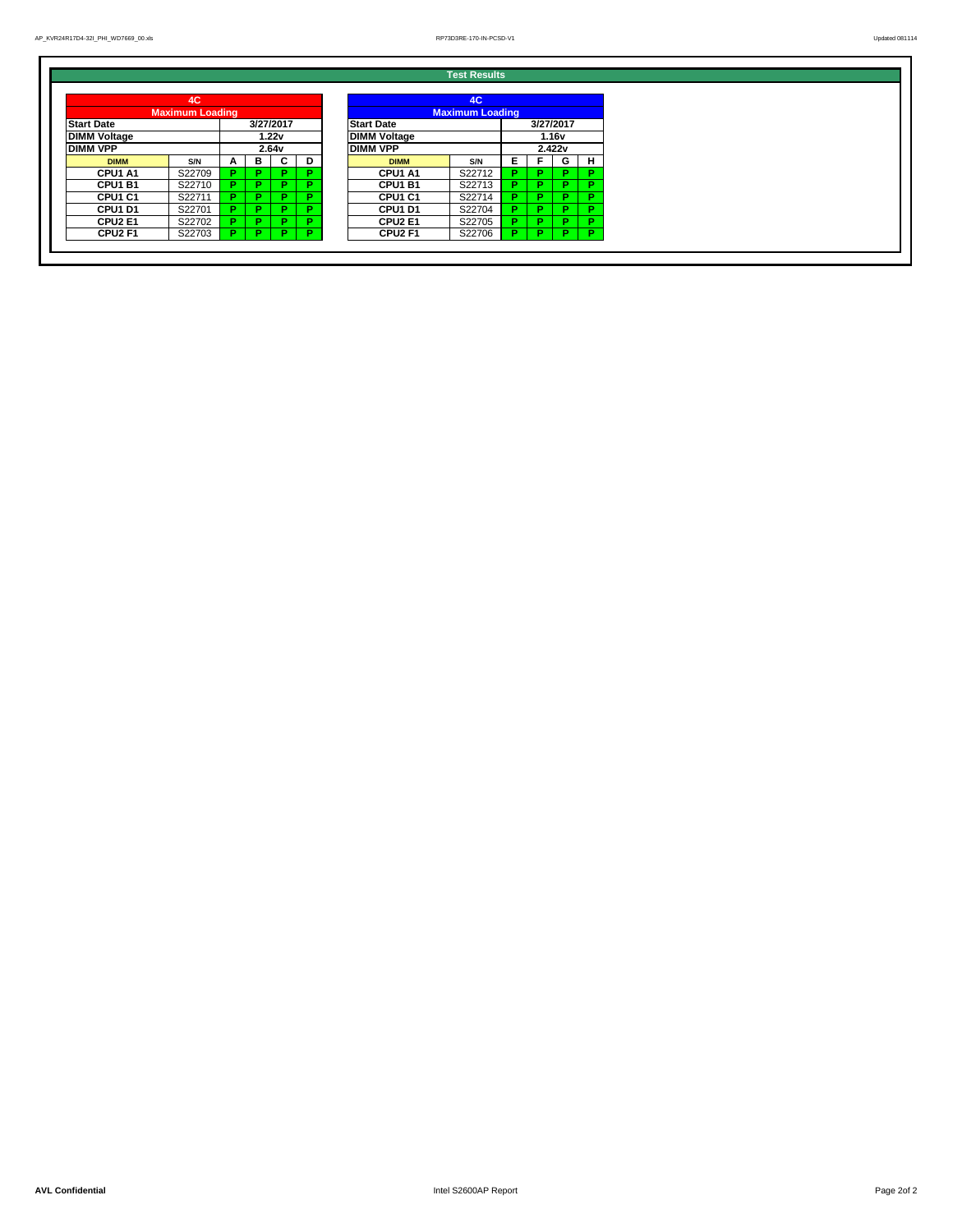## Test Results

| 4C Maximum Loading | | | | | |
|---|---|---|---|---|---|
| Start Date | | 3/27/2017 | | | |
| DIMM Voltage | | 1.22v | | | |
| DIMM VPP | | 2.64v | | | |
| DIMM | S/N | A | B | C | D |
| CPU1 A1 | S22709 | P | P | P | P |
| CPU1 B1 | S22710 | P | P | P | P |
| CPU1 C1 | S22711 | P | P | P | P |
| CPU1 D1 | S22701 | P | P | P | P |
| CPU2 E1 | S22702 | P | P | P | P |
| CPU2 F1 | S22703 | P | P | P | P |

| 4C Maximum Loading | | | | | |
|---|---|---|---|---|---|
| Start Date | | 3/27/2017 | | | |
| DIMM Voltage | | 1.16v | | | |
| DIMM VPP | | 2.422v | | | |
| DIMM | S/N | E | F | G | H |
| CPU1 A1 | S22712 | P | P | P | P |
| CPU1 B1 | S22713 | P | P | P | P |
| CPU1 C1 | S22714 | P | P | P | P |
| CPU1 D1 | S22704 | P | P | P | P |
| CPU2 E1 | S22705 | P | P | P | P |
| CPU2 F1 | S22706 | P | P | P | P |